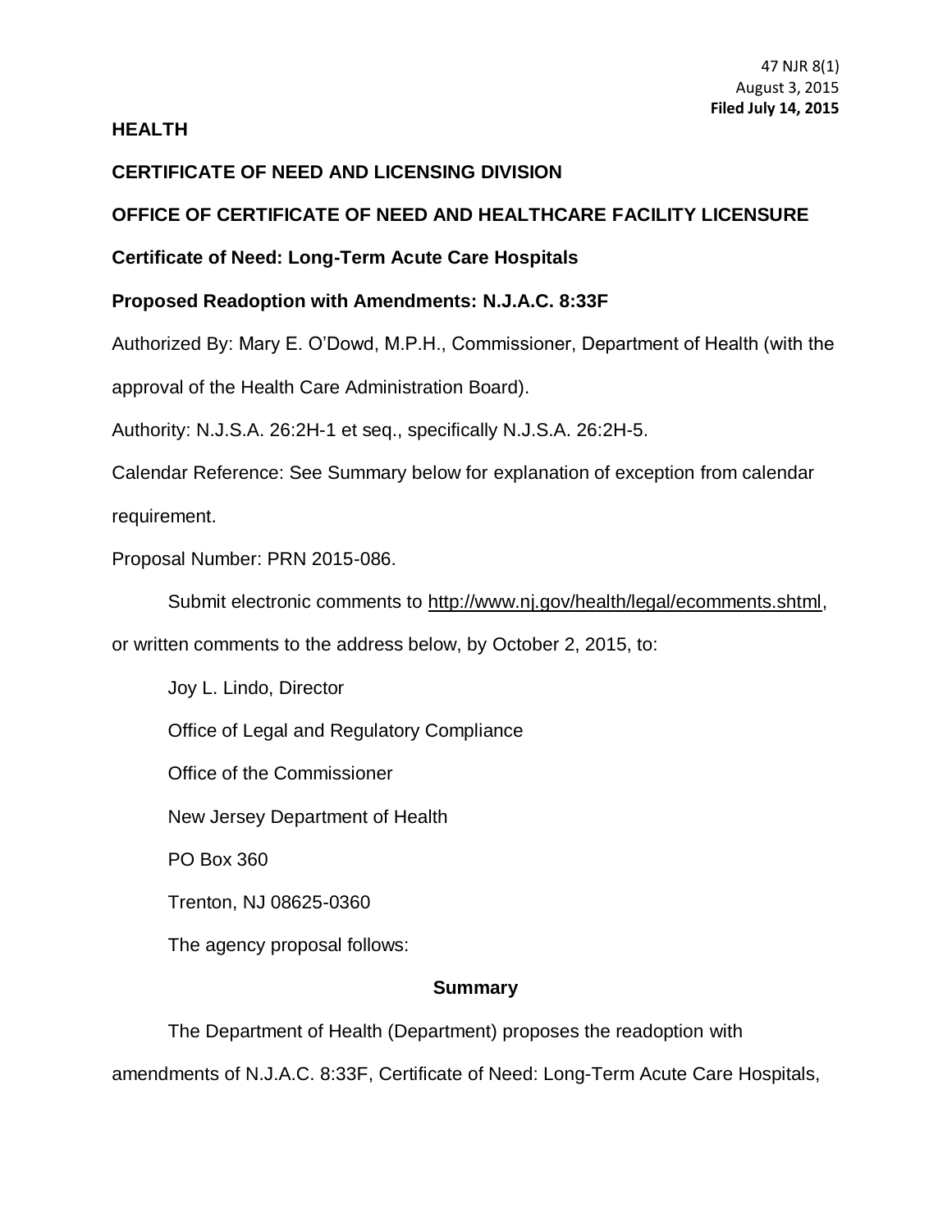47 NJR 8(1)
August 3, 2015
**Filed July 14, 2015**

**HEALTH**

**CERTIFICATE OF NEED AND LICENSING DIVISION**

**OFFICE OF CERTIFICATE OF NEED AND HEALTHCARE FACILITY LICENSURE**

**Certificate of Need: Long-Term Acute Care Hospitals**

**Proposed Readoption with Amendments: N.J.A.C. 8:33F**

Authorized By: Mary E. O'Dowd, M.P.H., Commissioner, Department of Health (with the approval of the Health Care Administration Board).

Authority: N.J.S.A. 26:2H-1 et seq., specifically N.J.S.A. 26:2H-5.

Calendar Reference: See Summary below for explanation of exception from calendar requirement.

Proposal Number: PRN 2015-086.

Submit electronic comments to http://www.nj.gov/health/legal/ecomments.shtml, or written comments to the address below, by October 2, 2015, to:

Joy L. Lindo, Director

Office of Legal and Regulatory Compliance

Office of the Commissioner

New Jersey Department of Health

PO Box 360

Trenton, NJ 08625-0360

The agency proposal follows:

## Summary

The Department of Health (Department) proposes the readoption with amendments of N.J.A.C. 8:33F, Certificate of Need: Long-Term Acute Care Hospitals,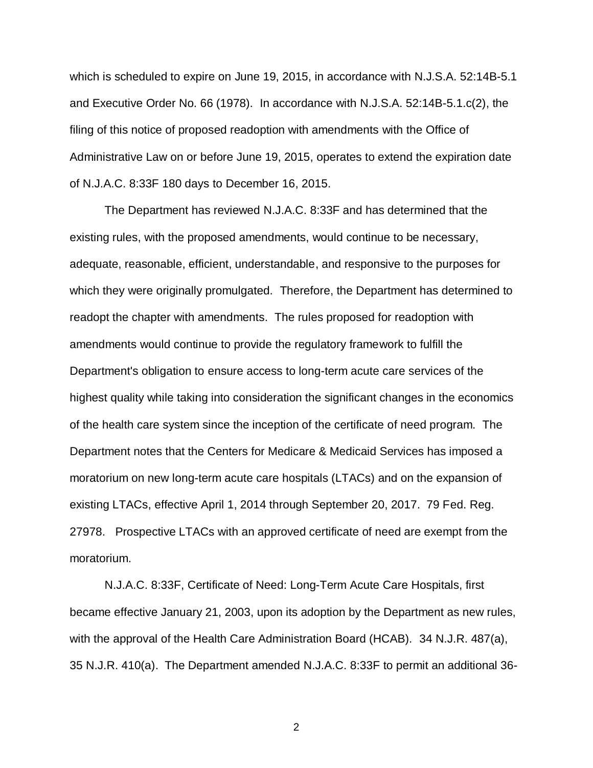which is scheduled to expire on June 19, 2015, in accordance with N.J.S.A. 52:14B-5.1 and Executive Order No. 66 (1978). In accordance with N.J.S.A. 52:14B-5.1.c(2), the filing of this notice of proposed readoption with amendments with the Office of Administrative Law on or before June 19, 2015, operates to extend the expiration date of N.J.A.C. 8:33F 180 days to December 16, 2015.

The Department has reviewed N.J.A.C. 8:33F and has determined that the existing rules, with the proposed amendments, would continue to be necessary, adequate, reasonable, efficient, understandable, and responsive to the purposes for which they were originally promulgated. Therefore, the Department has determined to readopt the chapter with amendments. The rules proposed for readoption with amendments would continue to provide the regulatory framework to fulfill the Department's obligation to ensure access to long-term acute care services of the highest quality while taking into consideration the significant changes in the economics of the health care system since the inception of the certificate of need program. The Department notes that the Centers for Medicare & Medicaid Services has imposed a moratorium on new long-term acute care hospitals (LTACs) and on the expansion of existing LTACs, effective April 1, 2014 through September 20, 2017. 79 Fed. Reg. 27978. Prospective LTACs with an approved certificate of need are exempt from the moratorium.

N.J.A.C. 8:33F, Certificate of Need: Long-Term Acute Care Hospitals, first became effective January 21, 2003, upon its adoption by the Department as new rules, with the approval of the Health Care Administration Board (HCAB). 34 N.J.R. 487(a), 35 N.J.R. 410(a). The Department amended N.J.A.C. 8:33F to permit an additional 36-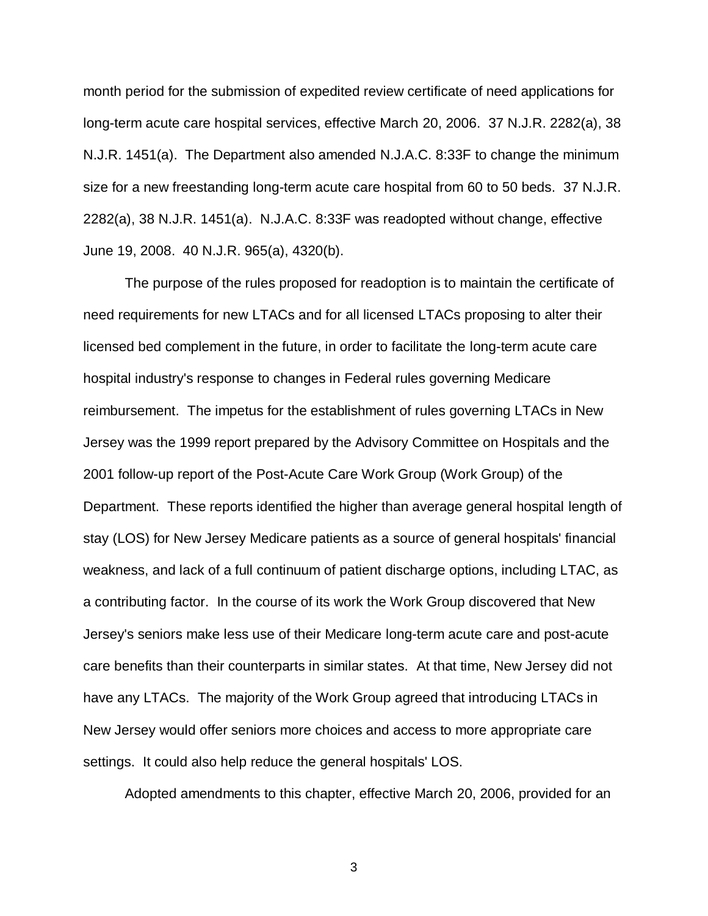month period for the submission of expedited review certificate of need applications for long-term acute care hospital services, effective March 20, 2006. 37 N.J.R. 2282(a), 38 N.J.R. 1451(a). The Department also amended N.J.A.C. 8:33F to change the minimum size for a new freestanding long-term acute care hospital from 60 to 50 beds. 37 N.J.R. 2282(a), 38 N.J.R. 1451(a). N.J.A.C. 8:33F was readopted without change, effective June 19, 2008. 40 N.J.R. 965(a), 4320(b).

The purpose of the rules proposed for readoption is to maintain the certificate of need requirements for new LTACs and for all licensed LTACs proposing to alter their licensed bed complement in the future, in order to facilitate the long-term acute care hospital industry's response to changes in Federal rules governing Medicare reimbursement. The impetus for the establishment of rules governing LTACs in New Jersey was the 1999 report prepared by the Advisory Committee on Hospitals and the 2001 follow-up report of the Post-Acute Care Work Group (Work Group) of the Department. These reports identified the higher than average general hospital length of stay (LOS) for New Jersey Medicare patients as a source of general hospitals' financial weakness, and lack of a full continuum of patient discharge options, including LTAC, as a contributing factor. In the course of its work the Work Group discovered that New Jersey's seniors make less use of their Medicare long-term acute care and post-acute care benefits than their counterparts in similar states. At that time, New Jersey did not have any LTACs. The majority of the Work Group agreed that introducing LTACs in New Jersey would offer seniors more choices and access to more appropriate care settings. It could also help reduce the general hospitals' LOS.

Adopted amendments to this chapter, effective March 20, 2006, provided for an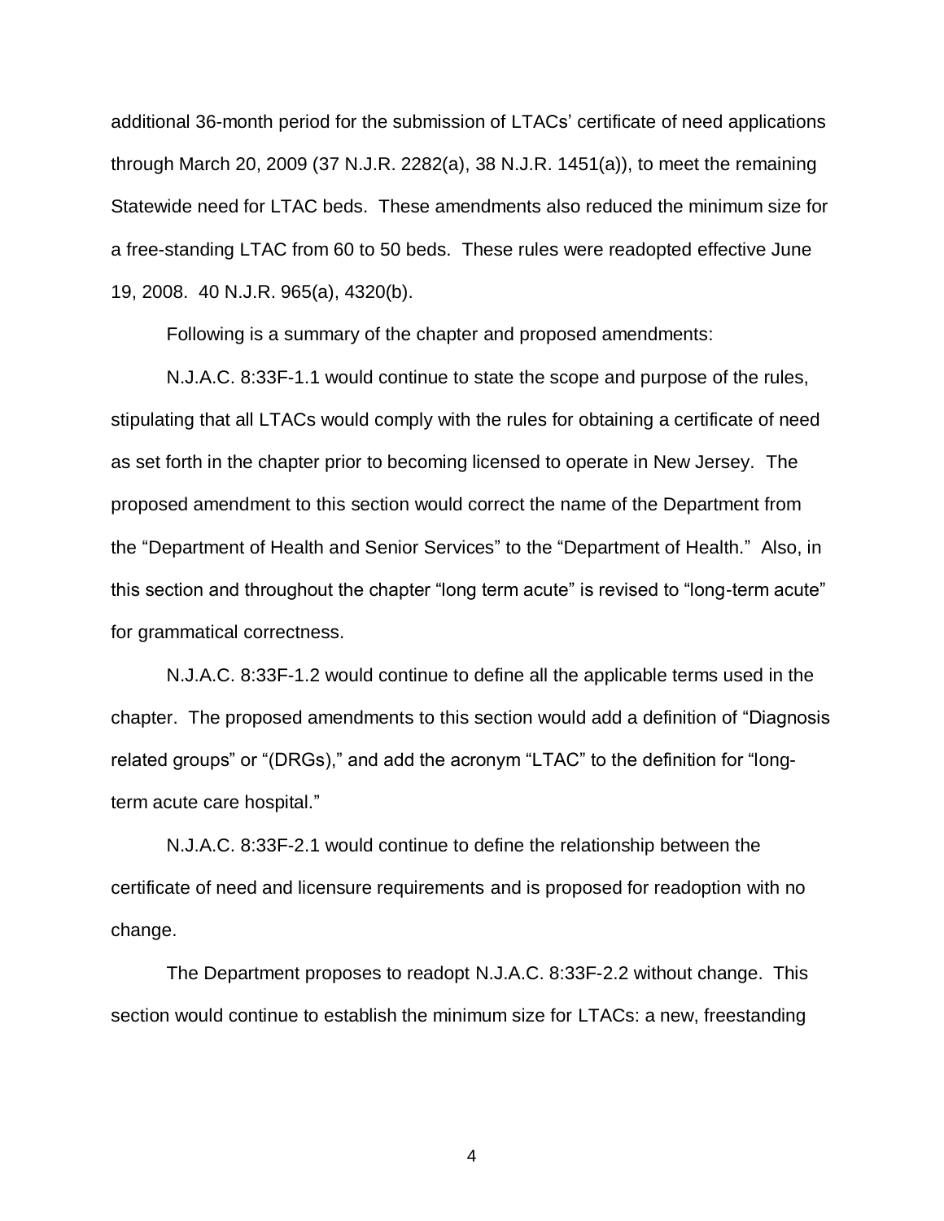additional 36-month period for the submission of LTACs' certificate of need applications through March 20, 2009 (37 N.J.R. 2282(a), 38 N.J.R. 1451(a)), to meet the remaining Statewide need for LTAC beds. These amendments also reduced the minimum size for a free-standing LTAC from 60 to 50 beds. These rules were readopted effective June 19, 2008. 40 N.J.R. 965(a), 4320(b).

Following is a summary of the chapter and proposed amendments:

N.J.A.C. 8:33F-1.1 would continue to state the scope and purpose of the rules, stipulating that all LTACs would comply with the rules for obtaining a certificate of need as set forth in the chapter prior to becoming licensed to operate in New Jersey. The proposed amendment to this section would correct the name of the Department from the "Department of Health and Senior Services" to the "Department of Health." Also, in this section and throughout the chapter "long term acute" is revised to "long-term acute" for grammatical correctness.

N.J.A.C. 8:33F-1.2 would continue to define all the applicable terms used in the chapter. The proposed amendments to this section would add a definition of "Diagnosis related groups" or "(DRGs)," and add the acronym "LTAC" to the definition for "long-term acute care hospital."

N.J.A.C. 8:33F-2.1 would continue to define the relationship between the certificate of need and licensure requirements and is proposed for readoption with no change.

The Department proposes to readopt N.J.A.C. 8:33F-2.2 without change. This section would continue to establish the minimum size for LTACs: a new, freestanding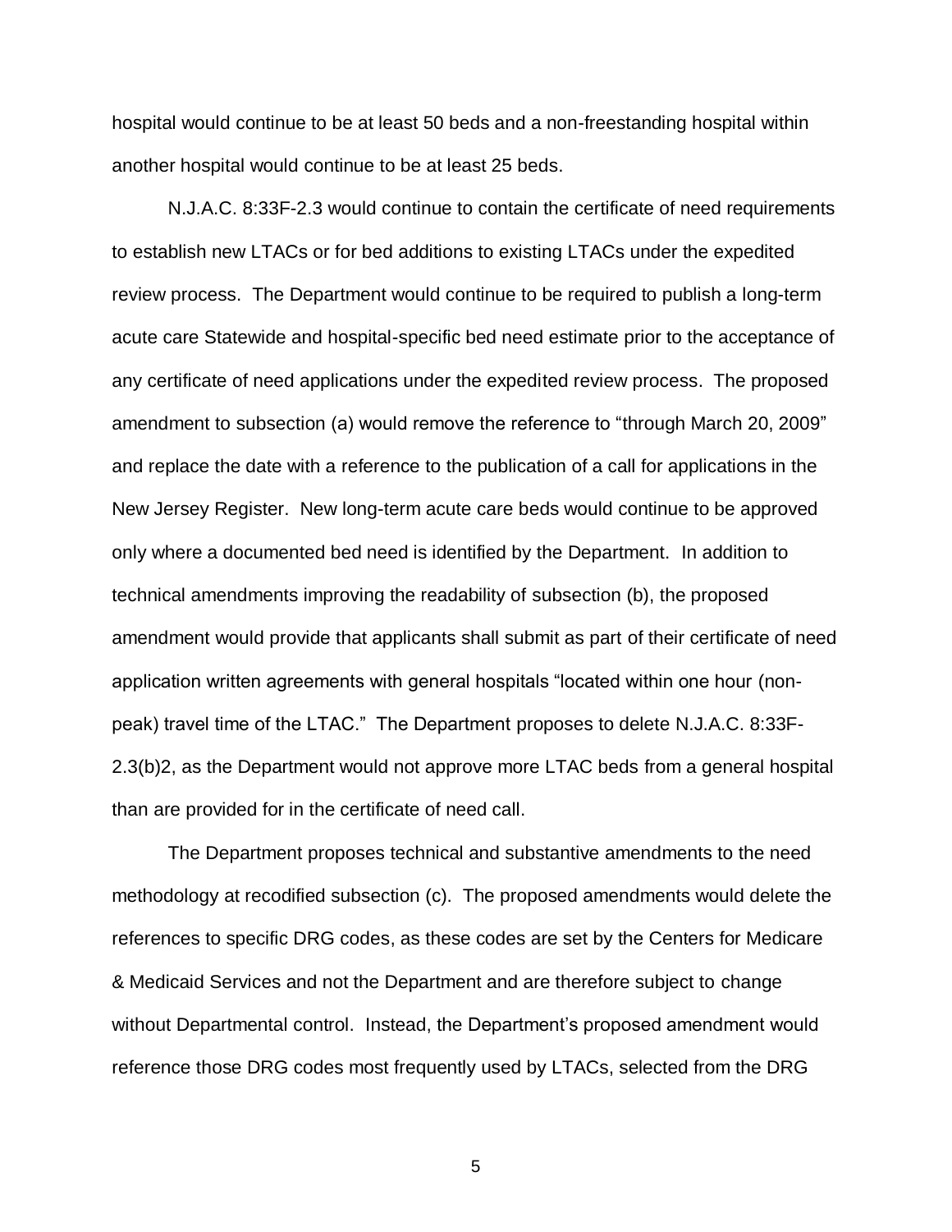hospital would continue to be at least 50 beds and a non-freestanding hospital within another hospital would continue to be at least 25 beds.

N.J.A.C. 8:33F-2.3 would continue to contain the certificate of need requirements to establish new LTACs or for bed additions to existing LTACs under the expedited review process. The Department would continue to be required to publish a long-term acute care Statewide and hospital-specific bed need estimate prior to the acceptance of any certificate of need applications under the expedited review process. The proposed amendment to subsection (a) would remove the reference to "through March 20, 2009" and replace the date with a reference to the publication of a call for applications in the New Jersey Register. New long-term acute care beds would continue to be approved only where a documented bed need is identified by the Department. In addition to technical amendments improving the readability of subsection (b), the proposed amendment would provide that applicants shall submit as part of their certificate of need application written agreements with general hospitals "located within one hour (non-peak) travel time of the LTAC." The Department proposes to delete N.J.A.C. 8:33F-2.3(b)2, as the Department would not approve more LTAC beds from a general hospital than are provided for in the certificate of need call.

The Department proposes technical and substantive amendments to the need methodology at recodified subsection (c). The proposed amendments would delete the references to specific DRG codes, as these codes are set by the Centers for Medicare & Medicaid Services and not the Department and are therefore subject to change without Departmental control. Instead, the Department's proposed amendment would reference those DRG codes most frequently used by LTACs, selected from the DRG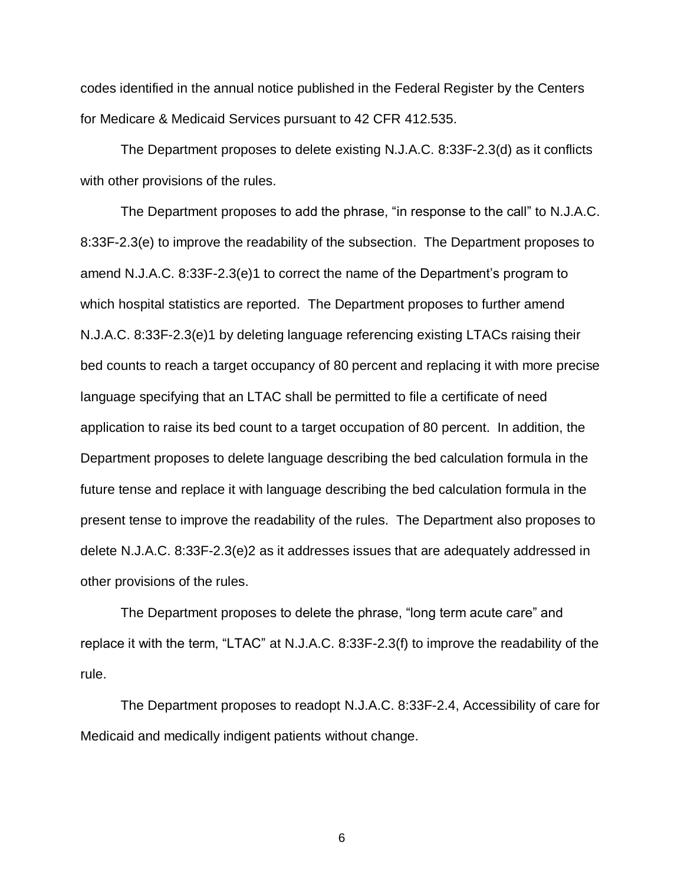codes identified in the annual notice published in the Federal Register by the Centers for Medicare & Medicaid Services pursuant to 42 CFR 412.535.

The Department proposes to delete existing N.J.A.C. 8:33F-2.3(d) as it conflicts with other provisions of the rules.

The Department proposes to add the phrase, "in response to the call" to N.J.A.C. 8:33F-2.3(e) to improve the readability of the subsection. The Department proposes to amend N.J.A.C. 8:33F-2.3(e)1 to correct the name of the Department's program to which hospital statistics are reported. The Department proposes to further amend N.J.A.C. 8:33F-2.3(e)1 by deleting language referencing existing LTACs raising their bed counts to reach a target occupancy of 80 percent and replacing it with more precise language specifying that an LTAC shall be permitted to file a certificate of need application to raise its bed count to a target occupation of 80 percent. In addition, the Department proposes to delete language describing the bed calculation formula in the future tense and replace it with language describing the bed calculation formula in the present tense to improve the readability of the rules. The Department also proposes to delete N.J.A.C. 8:33F-2.3(e)2 as it addresses issues that are adequately addressed in other provisions of the rules.

The Department proposes to delete the phrase, "long term acute care" and replace it with the term, "LTAC" at N.J.A.C. 8:33F-2.3(f) to improve the readability of the rule.

The Department proposes to readopt N.J.A.C. 8:33F-2.4, Accessibility of care for Medicaid and medically indigent patients without change.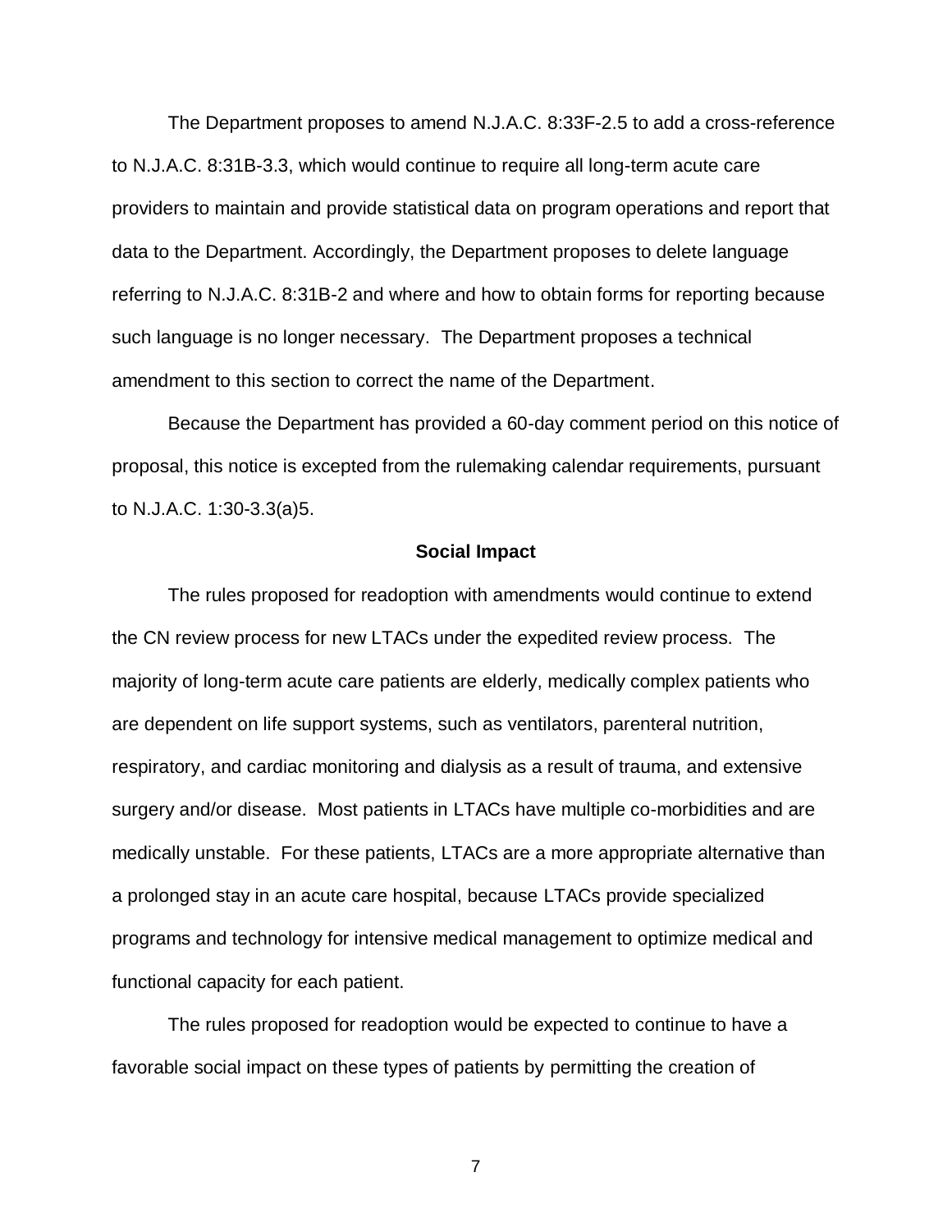The Department proposes to amend N.J.A.C. 8:33F-2.5 to add a cross-reference to N.J.A.C. 8:31B-3.3, which would continue to require all long-term acute care providers to maintain and provide statistical data on program operations and report that data to the Department. Accordingly, the Department proposes to delete language referring to N.J.A.C. 8:31B-2 and where and how to obtain forms for reporting because such language is no longer necessary. The Department proposes a technical amendment to this section to correct the name of the Department.

Because the Department has provided a 60-day comment period on this notice of proposal, this notice is excepted from the rulemaking calendar requirements, pursuant to N.J.A.C. 1:30-3.3(a)5.

**Social Impact**

The rules proposed for readoption with amendments would continue to extend the CN review process for new LTACs under the expedited review process. The majority of long-term acute care patients are elderly, medically complex patients who are dependent on life support systems, such as ventilators, parenteral nutrition, respiratory, and cardiac monitoring and dialysis as a result of trauma, and extensive surgery and/or disease. Most patients in LTACs have multiple co-morbidities and are medically unstable. For these patients, LTACs are a more appropriate alternative than a prolonged stay in an acute care hospital, because LTACs provide specialized programs and technology for intensive medical management to optimize medical and functional capacity for each patient.

The rules proposed for readoption would be expected to continue to have a favorable social impact on these types of patients by permitting the creation of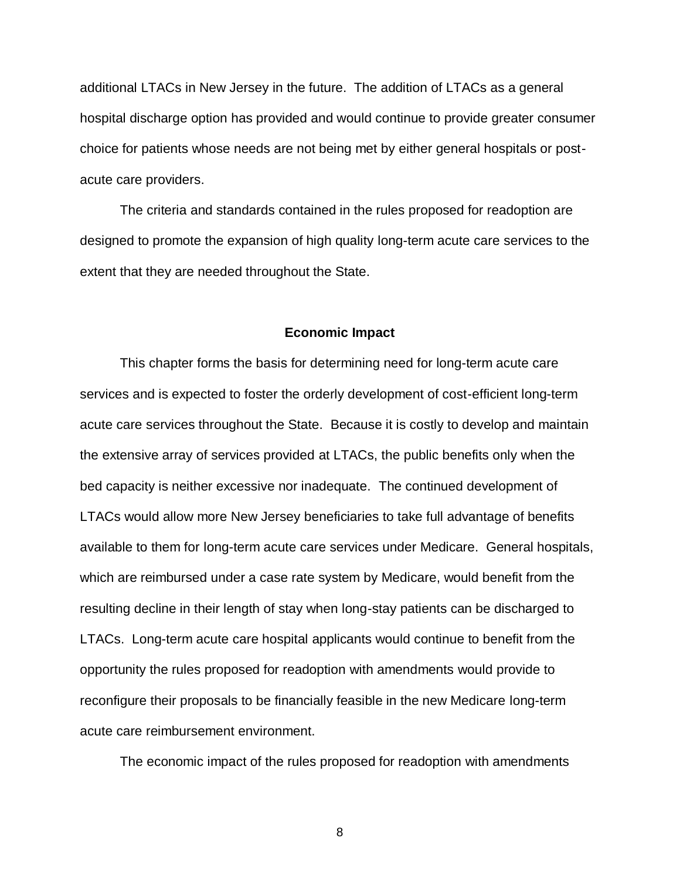additional LTACs in New Jersey in the future. The addition of LTACs as a general hospital discharge option has provided and would continue to provide greater consumer choice for patients whose needs are not being met by either general hospitals or post-acute care providers.

The criteria and standards contained in the rules proposed for readoption are designed to promote the expansion of high quality long-term acute care services to the extent that they are needed throughout the State.

**Economic Impact**

This chapter forms the basis for determining need for long-term acute care services and is expected to foster the orderly development of cost-efficient long-term acute care services throughout the State. Because it is costly to develop and maintain the extensive array of services provided at LTACs, the public benefits only when the bed capacity is neither excessive nor inadequate. The continued development of LTACs would allow more New Jersey beneficiaries to take full advantage of benefits available to them for long-term acute care services under Medicare. General hospitals, which are reimbursed under a case rate system by Medicare, would benefit from the resulting decline in their length of stay when long-stay patients can be discharged to LTACs. Long-term acute care hospital applicants would continue to benefit from the opportunity the rules proposed for readoption with amendments would provide to reconfigure their proposals to be financially feasible in the new Medicare long-term acute care reimbursement environment.

The economic impact of the rules proposed for readoption with amendments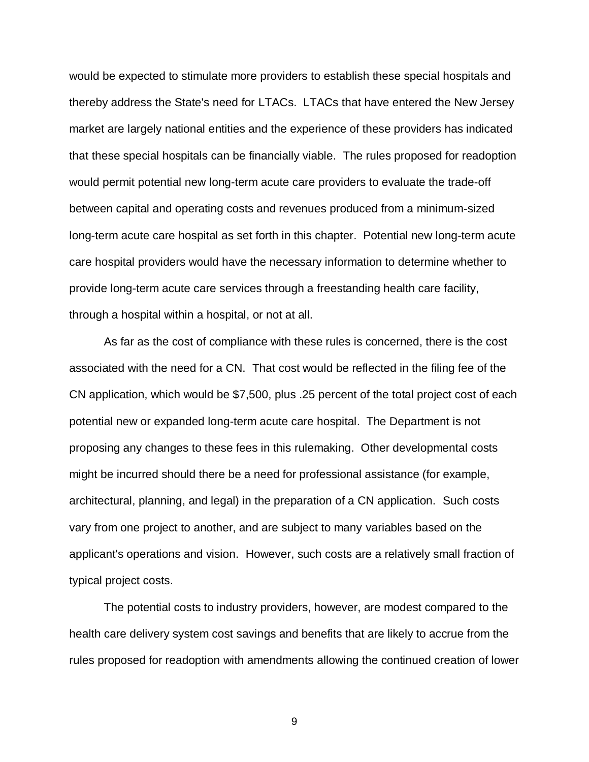would be expected to stimulate more providers to establish these special hospitals and thereby address the State's need for LTACs. LTACs that have entered the New Jersey market are largely national entities and the experience of these providers has indicated that these special hospitals can be financially viable. The rules proposed for readoption would permit potential new long-term acute care providers to evaluate the trade-off between capital and operating costs and revenues produced from a minimum-sized long-term acute care hospital as set forth in this chapter. Potential new long-term acute care hospital providers would have the necessary information to determine whether to provide long-term acute care services through a freestanding health care facility, through a hospital within a hospital, or not at all.

As far as the cost of compliance with these rules is concerned, there is the cost associated with the need for a CN. That cost would be reflected in the filing fee of the CN application, which would be $7,500, plus .25 percent of the total project cost of each potential new or expanded long-term acute care hospital. The Department is not proposing any changes to these fees in this rulemaking. Other developmental costs might be incurred should there be a need for professional assistance (for example, architectural, planning, and legal) in the preparation of a CN application. Such costs vary from one project to another, and are subject to many variables based on the applicant's operations and vision. However, such costs are a relatively small fraction of typical project costs.

The potential costs to industry providers, however, are modest compared to the health care delivery system cost savings and benefits that are likely to accrue from the rules proposed for readoption with amendments allowing the continued creation of lower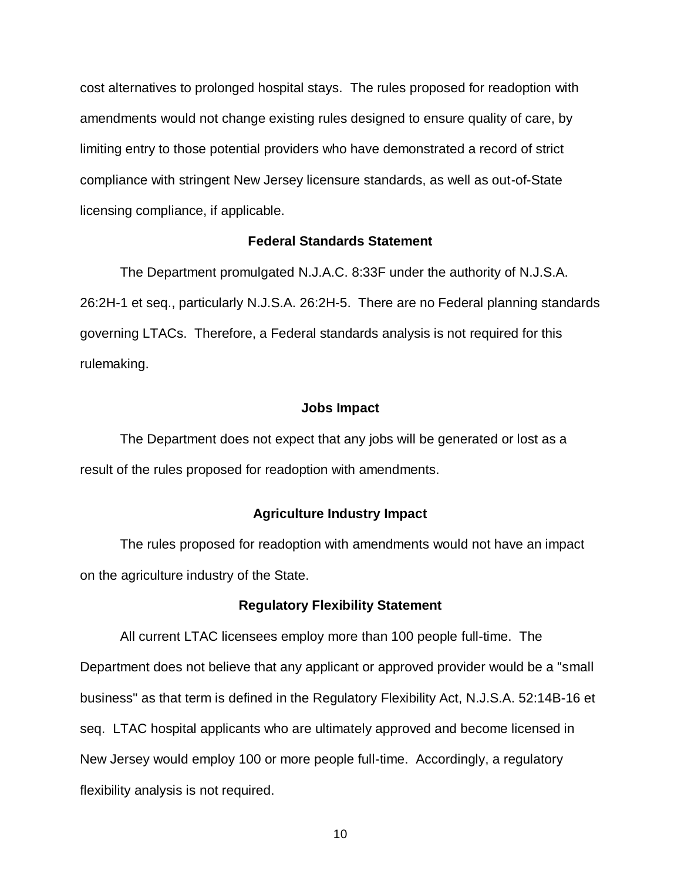cost alternatives to prolonged hospital stays. The rules proposed for readoption with amendments would not change existing rules designed to ensure quality of care, by limiting entry to those potential providers who have demonstrated a record of strict compliance with stringent New Jersey licensure standards, as well as out-of-State licensing compliance, if applicable.

**Federal Standards Statement**

The Department promulgated N.J.A.C. 8:33F under the authority of N.J.S.A. 26:2H-1 et seq., particularly N.J.S.A. 26:2H-5. There are no Federal planning standards governing LTACs. Therefore, a Federal standards analysis is not required for this rulemaking.

**Jobs Impact**

The Department does not expect that any jobs will be generated or lost as a result of the rules proposed for readoption with amendments.

**Agriculture Industry Impact**

The rules proposed for readoption with amendments would not have an impact on the agriculture industry of the State.

**Regulatory Flexibility Statement**

All current LTAC licensees employ more than 100 people full-time. The Department does not believe that any applicant or approved provider would be a "small business" as that term is defined in the Regulatory Flexibility Act, N.J.S.A. 52:14B-16 et seq. LTAC hospital applicants who are ultimately approved and become licensed in New Jersey would employ 100 or more people full-time. Accordingly, a regulatory flexibility analysis is not required.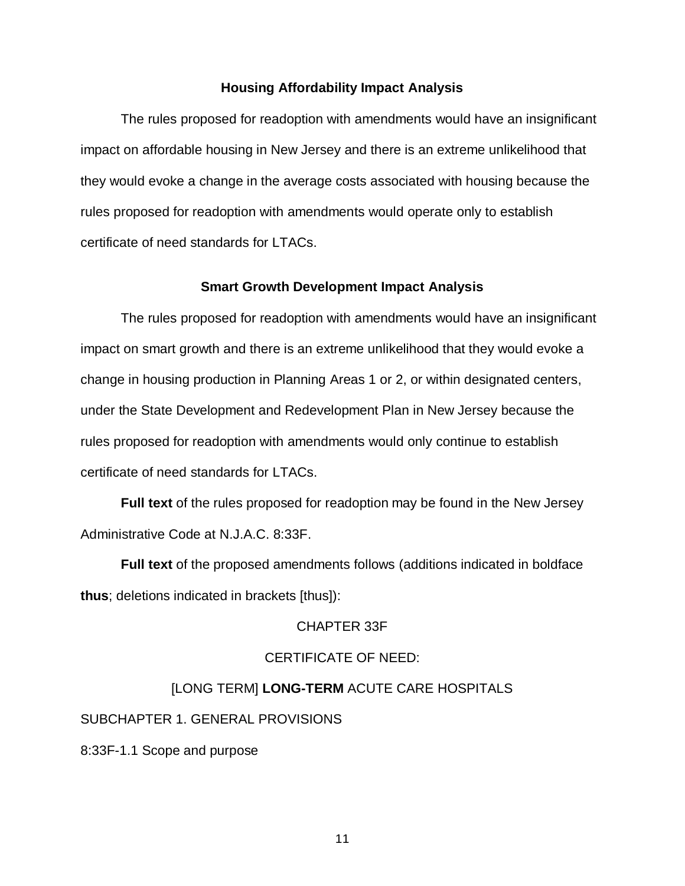### Housing Affordability Impact Analysis

The rules proposed for readoption with amendments would have an insignificant impact on affordable housing in New Jersey and there is an extreme unlikelihood that they would evoke a change in the average costs associated with housing because the rules proposed for readoption with amendments would operate only to establish certificate of need standards for LTACs.

### Smart Growth Development Impact Analysis

The rules proposed for readoption with amendments would have an insignificant impact on smart growth and there is an extreme unlikelihood that they would evoke a change in housing production in Planning Areas 1 or 2, or within designated centers, under the State Development and Redevelopment Plan in New Jersey because the rules proposed for readoption with amendments would only continue to establish certificate of need standards for LTACs.

**Full text** of the rules proposed for readoption may be found in the New Jersey Administrative Code at N.J.A.C. 8:33F.

**Full text** of the proposed amendments follows (additions indicated in boldface **thus**; deletions indicated in brackets [thus]):

CHAPTER 33F

CERTIFICATE OF NEED:

[LONG TERM] **LONG-TERM** ACUTE CARE HOSPITALS

SUBCHAPTER 1. GENERAL PROVISIONS

8:33F-1.1 Scope and purpose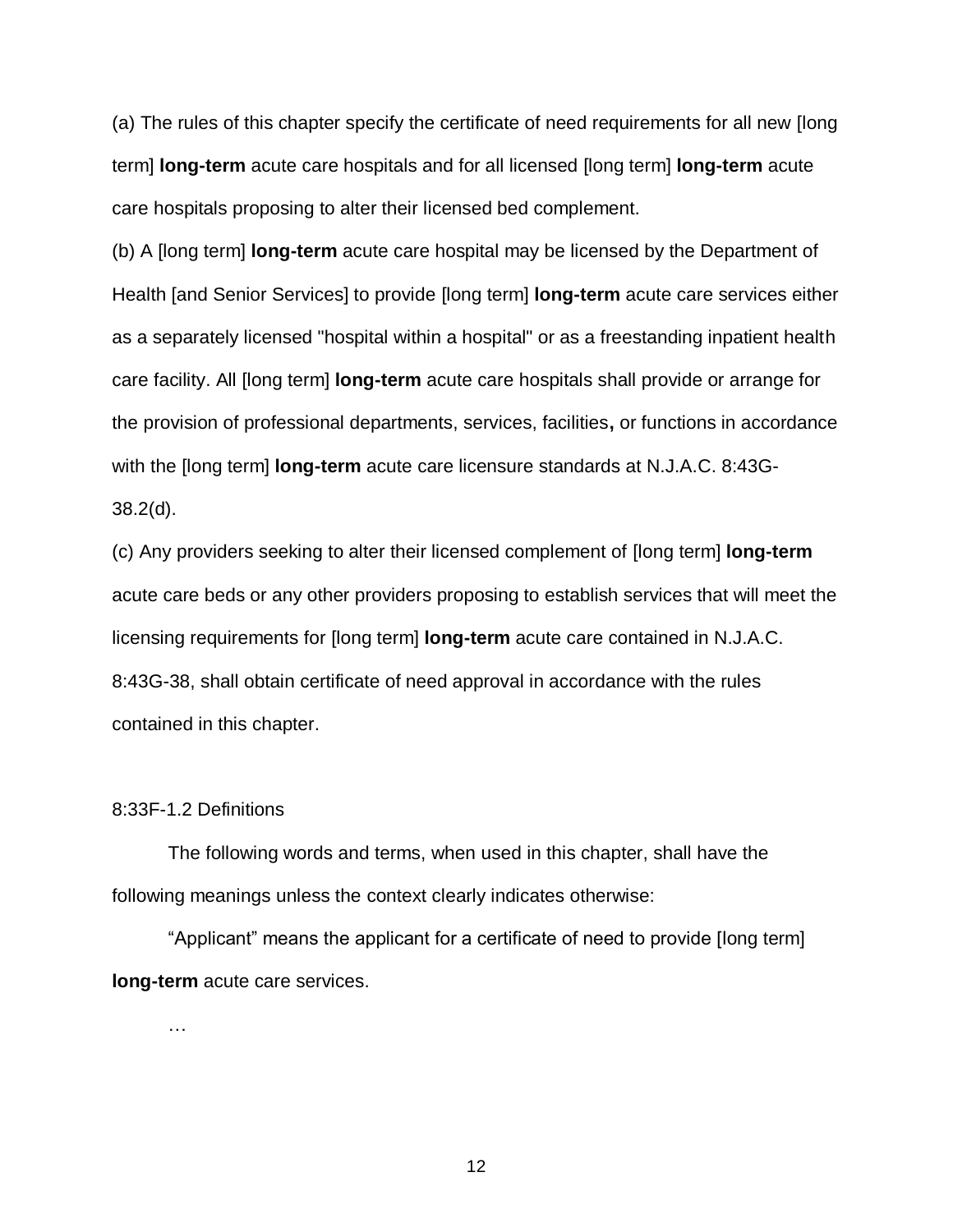(a) The rules of this chapter specify the certificate of need requirements for all new [long term] **long-term** acute care hospitals and for all licensed [long term] **long-term** acute care hospitals proposing to alter their licensed bed complement.

(b) A [long term] **long-term** acute care hospital may be licensed by the Department of Health [and Senior Services] to provide [long term] **long-term** acute care services either as a separately licensed "hospital within a hospital" or as a freestanding inpatient health care facility. All [long term] **long-term** acute care hospitals shall provide or arrange for the provision of professional departments, services, facilities**,** or functions in accordance with the [long term] **long-term** acute care licensure standards at N.J.A.C. 8:43G-38.2(d).

(c) Any providers seeking to alter their licensed complement of [long term] **long-term** acute care beds or any other providers proposing to establish services that will meet the licensing requirements for [long term] **long-term** acute care contained in N.J.A.C. 8:43G-38, shall obtain certificate of need approval in accordance with the rules contained in this chapter.

8:33F-1.2 Definitions

The following words and terms, when used in this chapter, shall have the following meanings unless the context clearly indicates otherwise:

“Applicant” means the applicant for a certificate of need to provide [long term] **long-term** acute care services.

…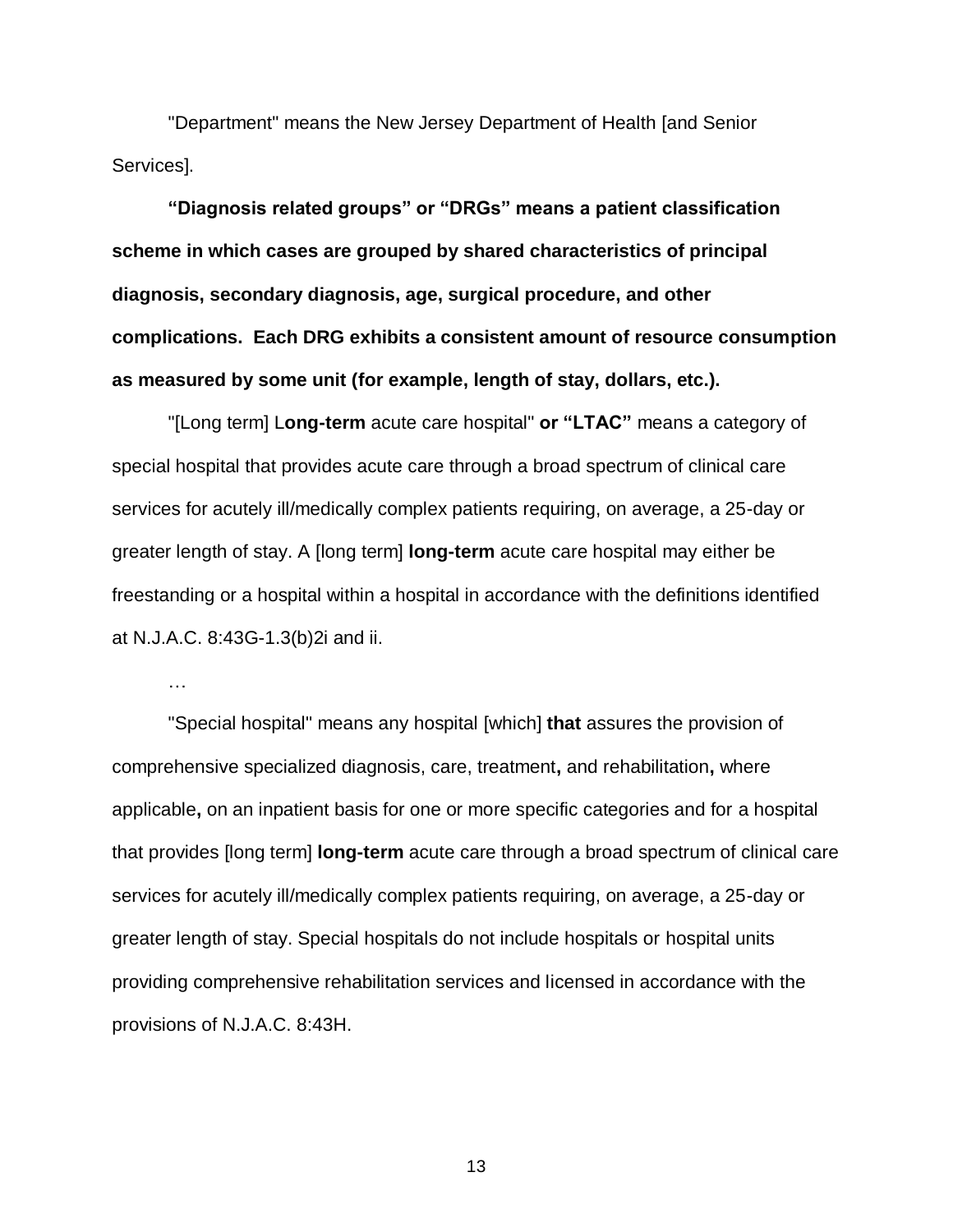"Department" means the New Jersey Department of Health [and Senior Services].

**"Diagnosis related groups" or "DRGs" means a patient classification scheme in which cases are grouped by shared characteristics of principal diagnosis, secondary diagnosis, age, surgical procedure, and other complications. Each DRG exhibits a consistent amount of resource consumption as measured by some unit (for example, length of stay, dollars, etc.).**

"[Long term] L**ong-term** acute care hospital" **or "LTAC"** means a category of special hospital that provides acute care through a broad spectrum of clinical care services for acutely ill/medically complex patients requiring, on average, a 25-day or greater length of stay. A [long term] **long-term** acute care hospital may either be freestanding or a hospital within a hospital in accordance with the definitions identified at N.J.A.C. 8:43G-1.3(b)2i and ii.

…

"Special hospital" means any hospital [which] **that** assures the provision of comprehensive specialized diagnosis, care, treatment**,** and rehabilitation**,** where applicable**,** on an inpatient basis for one or more specific categories and for a hospital that provides [long term] **long-term** acute care through a broad spectrum of clinical care services for acutely ill/medically complex patients requiring, on average, a 25-day or greater length of stay. Special hospitals do not include hospitals or hospital units providing comprehensive rehabilitation services and licensed in accordance with the provisions of N.J.A.C. 8:43H.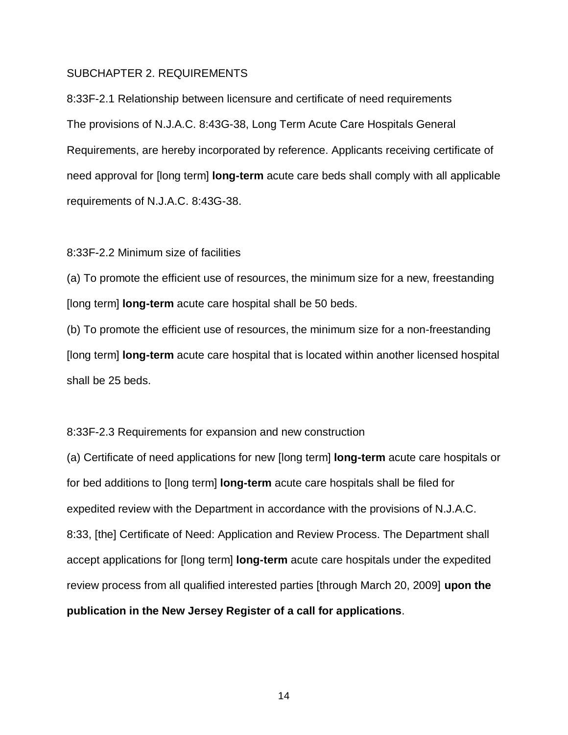SUBCHAPTER 2. REQUIREMENTS

8:33F-2.1 Relationship between licensure and certificate of need requirements

The provisions of N.J.A.C. 8:43G-38, Long Term Acute Care Hospitals General Requirements, are hereby incorporated by reference. Applicants receiving certificate of need approval for [long term] **long-term** acute care beds shall comply with all applicable requirements of N.J.A.C. 8:43G-38.

8:33F-2.2 Minimum size of facilities

(a) To promote the efficient use of resources, the minimum size for a new, freestanding [long term] **long-term** acute care hospital shall be 50 beds.

(b) To promote the efficient use of resources, the minimum size for a non-freestanding [long term] **long-term** acute care hospital that is located within another licensed hospital shall be 25 beds.

8:33F-2.3 Requirements for expansion and new construction

(a) Certificate of need applications for new [long term] **long-term** acute care hospitals or for bed additions to [long term] **long-term** acute care hospitals shall be filed for expedited review with the Department in accordance with the provisions of N.J.A.C. 8:33, [the] Certificate of Need: Application and Review Process. The Department shall accept applications for [long term] **long-term** acute care hospitals under the expedited review process from all qualified interested parties [through March 20, 2009] **upon the publication in the New Jersey Register of a call for applications**.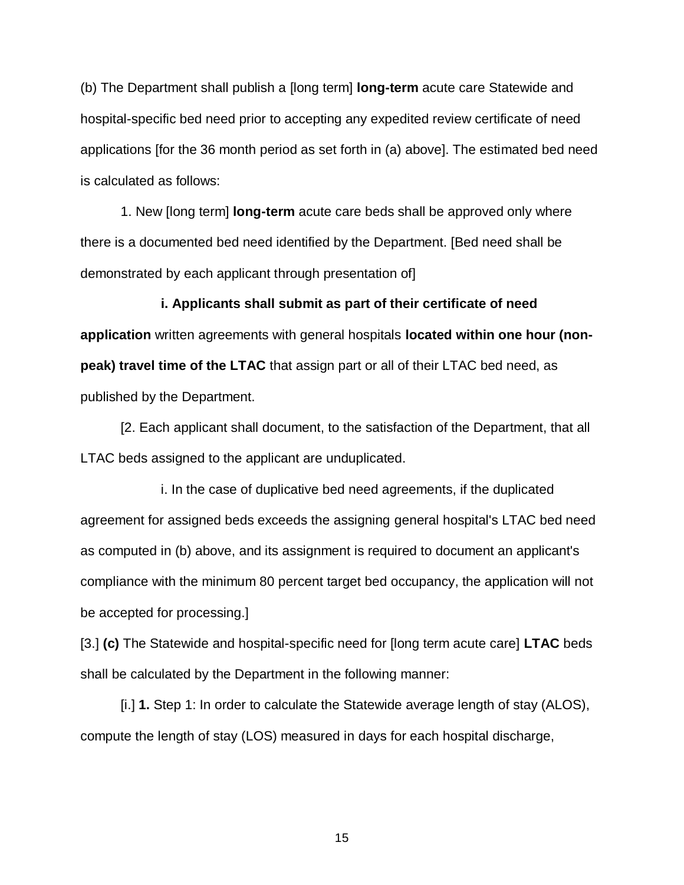(b) The Department shall publish a [long term] **long-term** acute care Statewide and hospital-specific bed need prior to accepting any expedited review certificate of need applications [for the 36 month period as set forth in (a) above]. The estimated bed need is calculated as follows:

1. New [long term] **long-term** acute care beds shall be approved only where there is a documented bed need identified by the Department. [Bed need shall be demonstrated by each applicant through presentation of]

**i. Applicants shall submit as part of their certificate of need application** written agreements with general hospitals **located within one hour (non-peak) travel time of the LTAC** that assign part or all of their LTAC bed need, as published by the Department.

[2. Each applicant shall document, to the satisfaction of the Department, that all LTAC beds assigned to the applicant are unduplicated.

i. In the case of duplicative bed need agreements, if the duplicated agreement for assigned beds exceeds the assigning general hospital's LTAC bed need as computed in (b) above, and its assignment is required to document an applicant's compliance with the minimum 80 percent target bed occupancy, the application will not be accepted for processing.]

[3.] **(c)** The Statewide and hospital-specific need for [long term acute care] **LTAC** beds shall be calculated by the Department in the following manner:

[i.] **1.** Step 1: In order to calculate the Statewide average length of stay (ALOS), compute the length of stay (LOS) measured in days for each hospital discharge,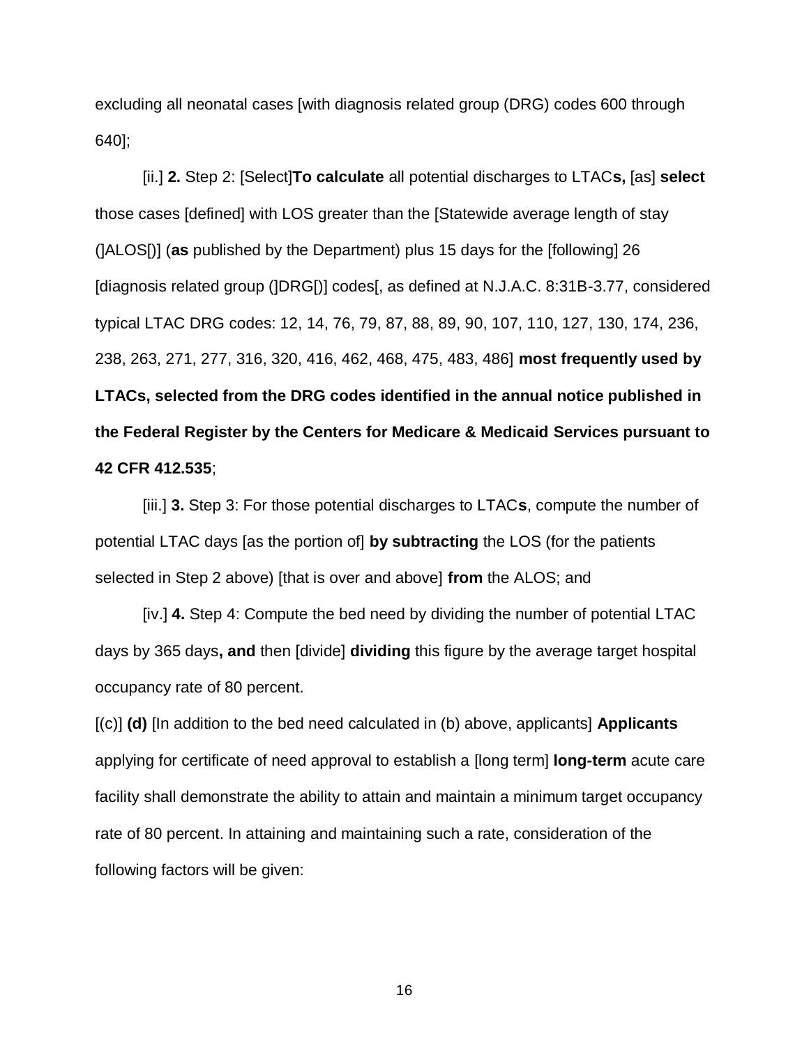excluding all neonatal cases [with diagnosis related group (DRG) codes 600 through 640];

[ii.] **2.** Step 2: [Select]**To calculate** all potential discharges to LTAC**s,** [as] **select** those cases [defined] with LOS greater than the [Statewide average length of stay (]ALOS[)] (**as** published by the Department) plus 15 days for the [following] 26 [diagnosis related group (]DRG[)] codes[, as defined at N.J.A.C. 8:31B-3.77, considered typical LTAC DRG codes: 12, 14, 76, 79, 87, 88, 89, 90, 107, 110, 127, 130, 174, 236, 238, 263, 271, 277, 316, 320, 416, 462, 468, 475, 483, 486] **most frequently used by LTACs, selected from the DRG codes identified in the annual notice published in the Federal Register by the Centers for Medicare & Medicaid Services pursuant to 42 CFR 412.535**;

[iii.] **3.** Step 3: For those potential discharges to LTAC**s**, compute the number of potential LTAC days [as the portion of] **by subtracting** the LOS (for the patients selected in Step 2 above) [that is over and above] **from** the ALOS; and

[iv.] **4.** Step 4: Compute the bed need by dividing the number of potential LTAC days by 365 days**, and** then [divide] **dividing** this figure by the average target hospital occupancy rate of 80 percent.

[(c)] **(d)** [In addition to the bed need calculated in (b) above, applicants] **Applicants** applying for certificate of need approval to establish a [long term] **long-term** acute care facility shall demonstrate the ability to attain and maintain a minimum target occupancy rate of 80 percent. In attaining and maintaining such a rate, consideration of the following factors will be given: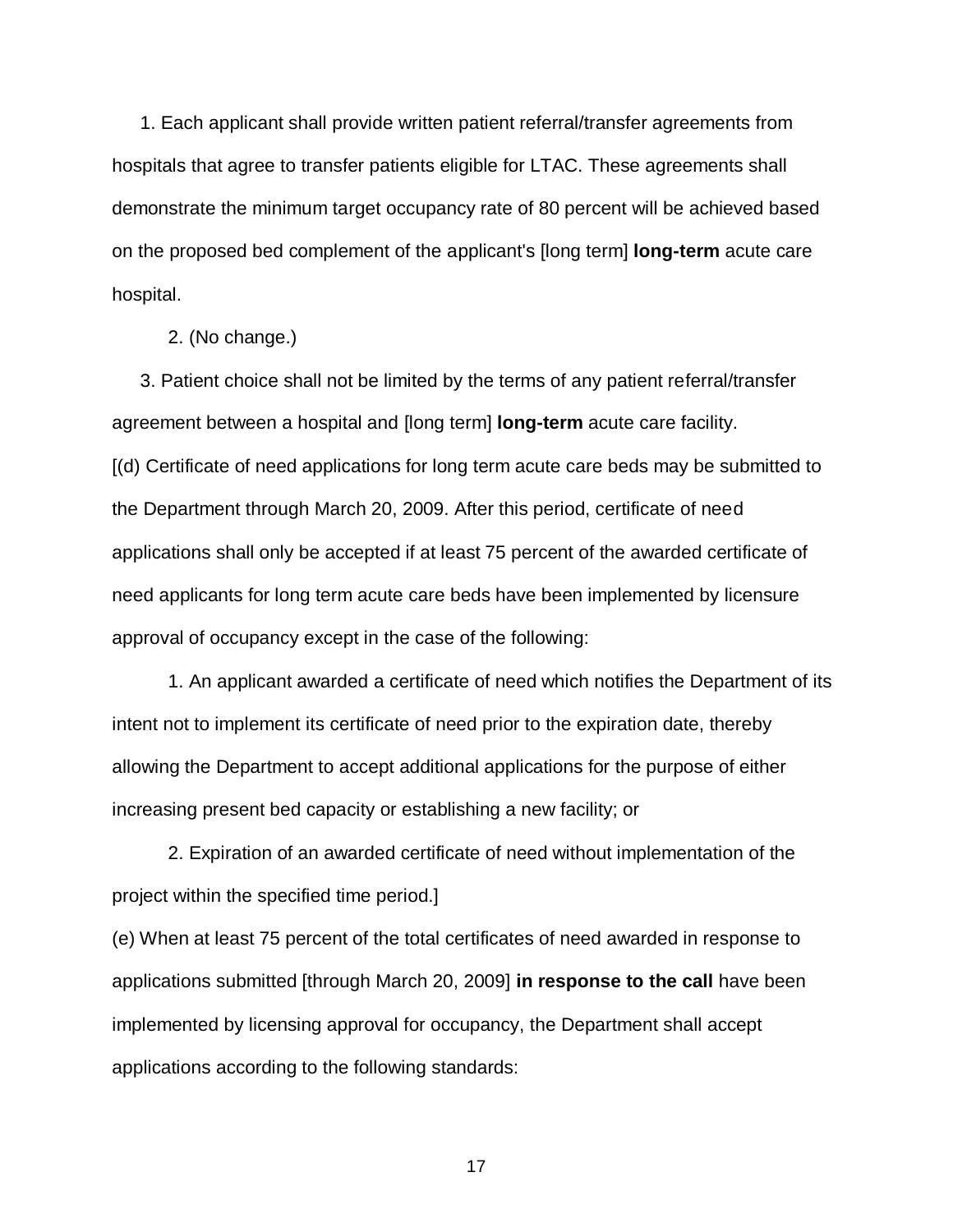1. Each applicant shall provide written patient referral/transfer agreements from hospitals that agree to transfer patients eligible for LTAC. These agreements shall demonstrate the minimum target occupancy rate of 80 percent will be achieved based on the proposed bed complement of the applicant's [long term] **long-term** acute care hospital.

2. (No change.)

3. Patient choice shall not be limited by the terms of any patient referral/transfer agreement between a hospital and [long term] **long-term** acute care facility.

[(d) Certificate of need applications for long term acute care beds may be submitted to the Department through March 20, 2009. After this period, certificate of need applications shall only be accepted if at least 75 percent of the awarded certificate of need applicants for long term acute care beds have been implemented by licensure approval of occupancy except in the case of the following:

1. An applicant awarded a certificate of need which notifies the Department of its intent not to implement its certificate of need prior to the expiration date, thereby allowing the Department to accept additional applications for the purpose of either increasing present bed capacity or establishing a new facility; or

2. Expiration of an awarded certificate of need without implementation of the project within the specified time period.]

(e) When at least 75 percent of the total certificates of need awarded in response to applications submitted [through March 20, 2009] **in response to the call** have been implemented by licensing approval for occupancy, the Department shall accept applications according to the following standards: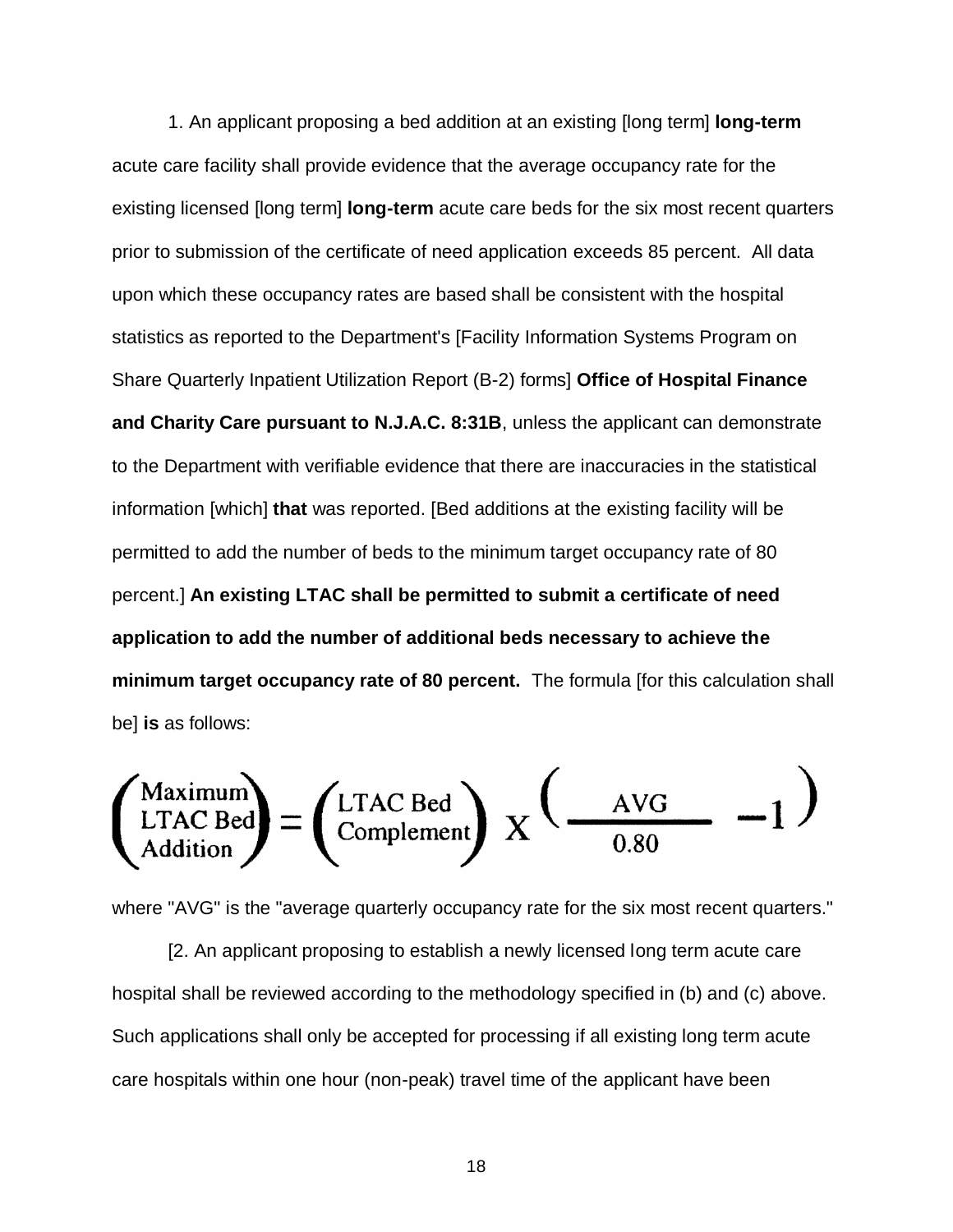1. An applicant proposing a bed addition at an existing [long term] **long-term** acute care facility shall provide evidence that the average occupancy rate for the existing licensed [long term] **long-term** acute care beds for the six most recent quarters prior to submission of the certificate of need application exceeds 85 percent. All data upon which these occupancy rates are based shall be consistent with the hospital statistics as reported to the Department's [Facility Information Systems Program on Share Quarterly Inpatient Utilization Report (B-2) forms] **Office of Hospital Finance and Charity Care pursuant to N.J.A.C. 8:31B**, unless the applicant can demonstrate to the Department with verifiable evidence that there are inaccuracies in the statistical information [which] **that** was reported. [Bed additions at the existing facility will be permitted to add the number of beds to the minimum target occupancy rate of 80 percent.] **An existing LTAC shall be permitted to submit a certificate of need application to add the number of additional beds necessary to achieve the minimum target occupancy rate of 80 percent.** The formula [for this calculation shall be] **is** as follows:

$$\begin{pmatrix}\text{Maximum}\\ \text{LTAC Bed}\\ \text{Addition}\end{pmatrix} = \begin{pmatrix}\text{LTAC Bed}\\ \text{Complement}\end{pmatrix} \text{ X } \left( \frac{\text{AVG}}{0.80} - 1 \right)$$

where "AVG" is the "average quarterly occupancy rate for the six most recent quarters."

[2. An applicant proposing to establish a newly licensed long term acute care hospital shall be reviewed according to the methodology specified in (b) and (c) above. Such applications shall only be accepted for processing if all existing long term acute care hospitals within one hour (non-peak) travel time of the applicant have been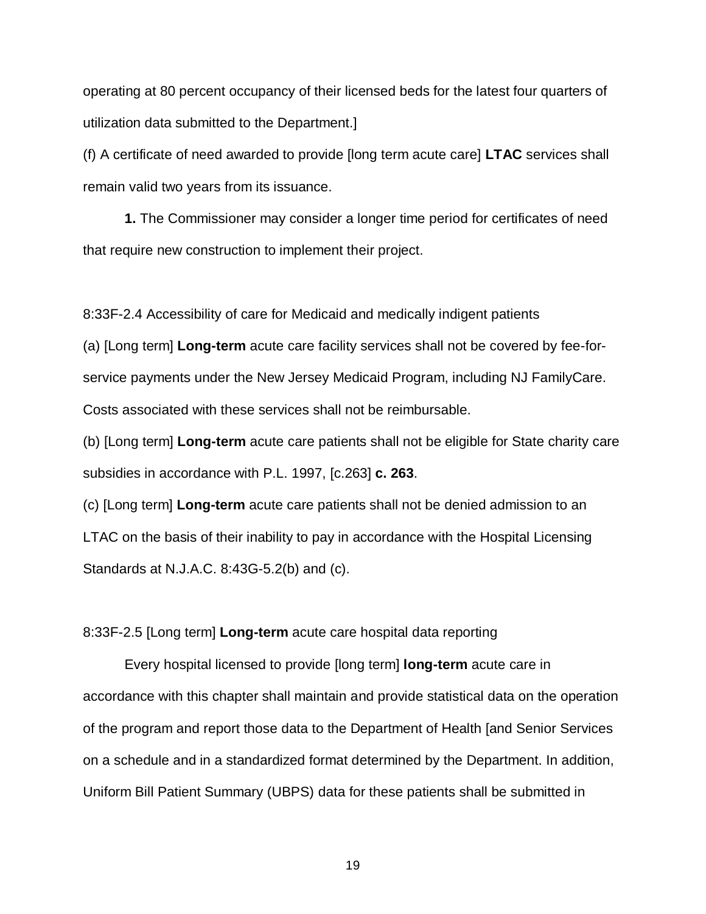operating at 80 percent occupancy of their licensed beds for the latest four quarters of utilization data submitted to the Department.]

(f) A certificate of need awarded to provide [long term acute care] **LTAC** services shall remain valid two years from its issuance.

**1.** The Commissioner may consider a longer time period for certificates of need that require new construction to implement their project.

8:33F-2.4 Accessibility of care for Medicaid and medically indigent patients

(a) [Long term] **Long-term** acute care facility services shall not be covered by fee-for-service payments under the New Jersey Medicaid Program, including NJ FamilyCare. Costs associated with these services shall not be reimbursable.

(b) [Long term] **Long-term** acute care patients shall not be eligible for State charity care subsidies in accordance with P.L. 1997, [c.263] **c. 263**.

(c) [Long term] **Long-term** acute care patients shall not be denied admission to an LTAC on the basis of their inability to pay in accordance with the Hospital Licensing Standards at N.J.A.C. 8:43G-5.2(b) and (c).

8:33F-2.5 [Long term] **Long-term** acute care hospital data reporting

Every hospital licensed to provide [long term] **long-term** acute care in accordance with this chapter shall maintain and provide statistical data on the operation of the program and report those data to the Department of Health [and Senior Services on a schedule and in a standardized format determined by the Department. In addition, Uniform Bill Patient Summary (UBPS) data for these patients shall be submitted in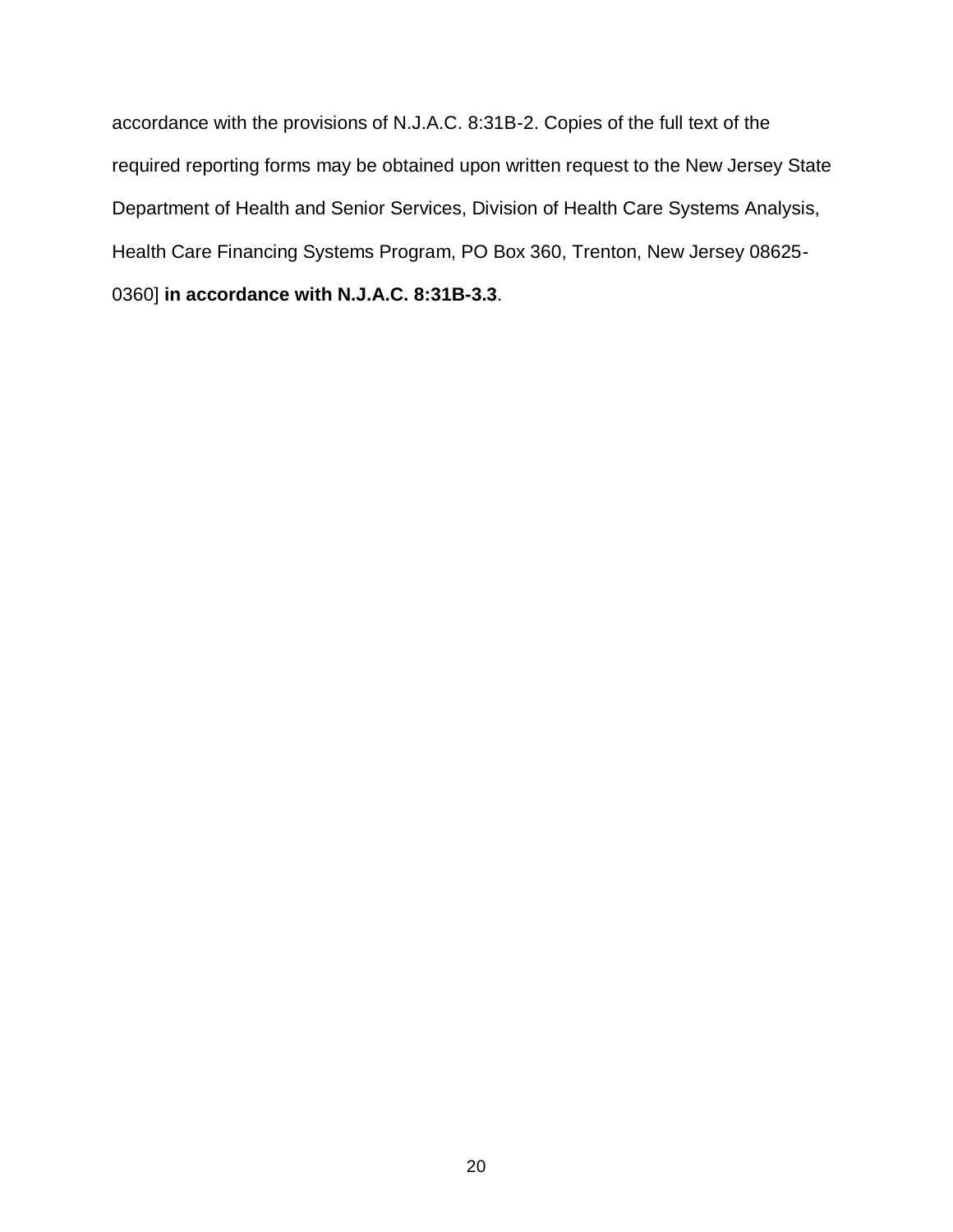accordance with the provisions of N.J.A.C. 8:31B-2. Copies of the full text of the required reporting forms may be obtained upon written request to the New Jersey State Department of Health and Senior Services, Division of Health Care Systems Analysis, Health Care Financing Systems Program, PO Box 360, Trenton, New Jersey 08625-0360] **in accordance with N.J.A.C. 8:31B-3.3**.